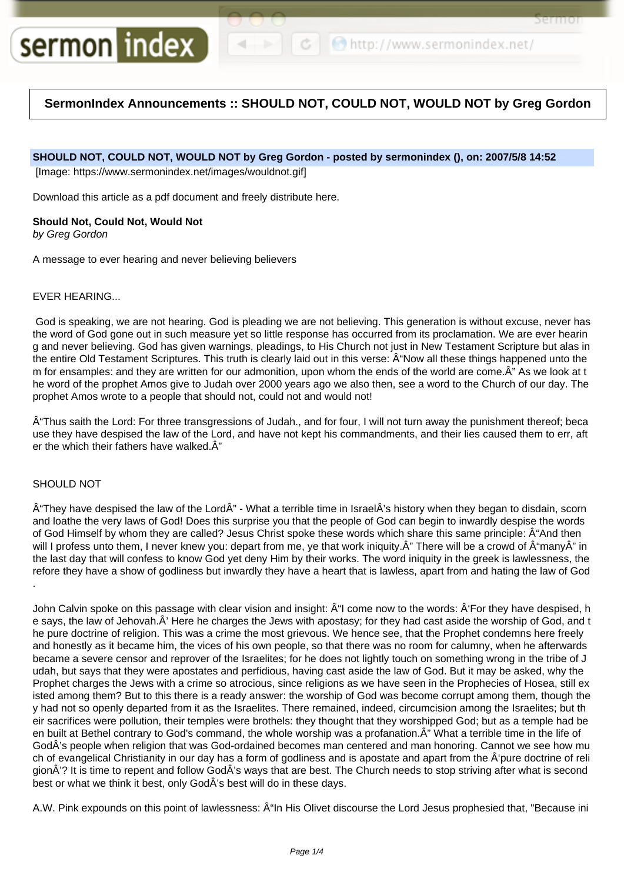## SermonIndex Announcements :: SHOULD NOT, COULD NOT, WOULD NOT by Greg Gordon

**SHOULD NOT, COULD NOT, WOULD NOT by Greg Gordon - posted by sermonindex (), on: 2007/5/8 14:52**

[Image: https://www.sermonindex.net/images/wouldnot.gif]

Download this article as a pdf document and freely distribute here.

**Should Not, Could Not, Would Not**
*by Greg Gordon*

A message to ever hearing and never believing believers

EVER HEARING...

God is speaking, we are not hearing. God is pleading we are not believing. This generation is without excuse, never has the word of God gone out in such measure yet so little response has occurred from its proclamation. We are ever hearing and never believing. God has given warnings, pleadings, to His Church not just in New Testament Scripture but alas in the entire Old Testament Scriptures. This truth is clearly laid out in this verse: Â"Now all these things happened unto them for ensamples: and they are written for our admonition, upon whom the ends of the world are come.Â" As we look at the word of the prophet Amos give to Judah over 2000 years ago we also then, see a word to the Church of our day. The prophet Amos wrote to a people that should not, could not and would not!

Â"Thus saith the Lord: For three transgressions of Judah., and for four, I will not turn away the punishment thereof; because they have despised the law of the Lord, and have not kept his commandments, and their lies caused them to err, after the which their fathers have walked.Â"

SHOULD NOT

Â"They have despised the law of the LordÂ" - What a terrible time in IsraelÂ's history when they began to disdain, scorn and loathe the very laws of God! Does this surprise you that the people of God can begin to inwardly despise the words of God Himself by whom they are called? Jesus Christ spoke these words which share this same principle: Â"And then will I profess unto them, I never knew you: depart from me, ye that work iniquity.Â" There will be a crowd of Â"manyÂ" in the last day that will confess to know God yet deny Him by their works. The word iniquity in the greek is lawlessness, therefore they have a show of godliness but inwardly they have a heart that is lawless, apart from and hating the law of God.

John Calvin spoke on this passage with clear vision and insight: Â"I come now to the words: Â'For they have despised, he says, the law of Jehovah.Â' Here he charges the Jews with apostasy; for they had cast aside the worship of God, and the pure doctrine of religion. This was a crime the most grievous. We hence see, that the Prophet condemns here freely and honestly as it became him, the vices of his own people, so that there was no room for calumny, when he afterwards became a severe censor and reprover of the Israelites; for he does not lightly touch on something wrong in the tribe of Judah, but says that they were apostates and perfidious, having cast aside the law of God. But it may be asked, why the Prophet charges the Jews with a crime so atrocious, since religions as we have seen in the Prophecies of Hosea, still existed among them? But to this there is a ready answer: the worship of God was become corrupt among them, though they had not so openly departed from it as the Israelites. There remained, indeed, circumcision among the Israelites; but their sacrifices were pollution, their temples were brothels: they thought that they worshipped God; but as a temple had been built at Bethel contrary to God's command, the whole worship was a profanation.Â" What a terrible time in the life of GodÂ's people when religion that was God-ordained becomes man centered and man honoring. Cannot we see how much of evangelical Christianity in our day has a form of godliness and is apostate and apart from the Â'pure doctrine of religionÂ'? It is time to repent and follow GodÂ's ways that are best. The Church needs to stop striving after what is second best or what we think it best, only GodÂ's best will do in these days.

A.W. Pink expounds on this point of lawlessness: Â"In His Olivet discourse the Lord Jesus prophesied that, "Because ini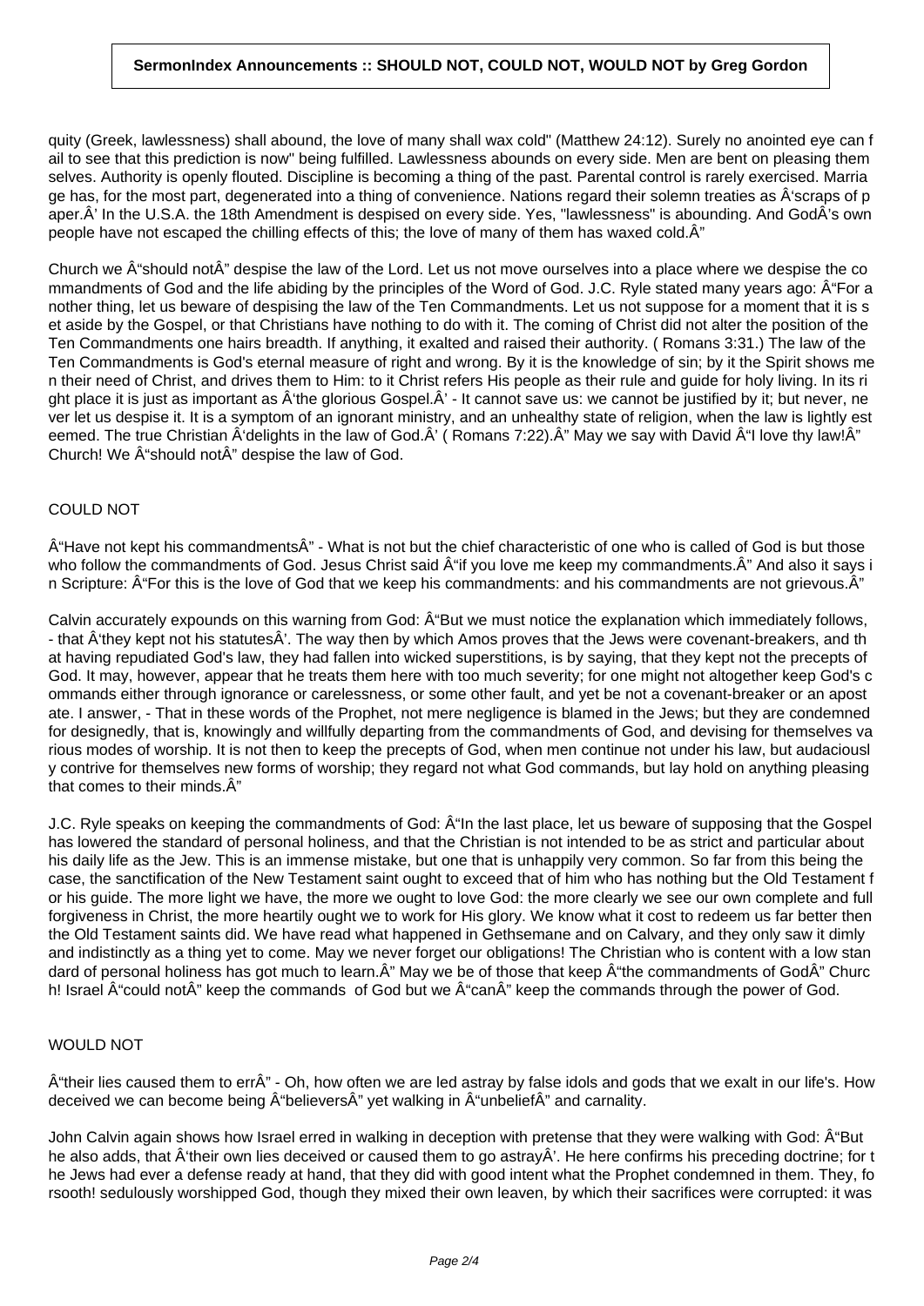quity (Greek, lawlessness) shall abound, the love of many shall wax cold" (Matthew 24:12). Surely no anointed eye can fail to see that this prediction is now" being fulfilled. Lawlessness abounds on every side. Men are bent on pleasing themselves. Authority is openly flouted. Discipline is becoming a thing of the past. Parental control is rarely exercised. Marriage has, for the most part, degenerated into a thing of convenience. Nations regard their solemn treaties as Â‘scraps of paper.Â’ In the U.S.A. the 18th Amendment is despised on every side. Yes, "lawlessness" is abounding. And GodÂ's own people have not escaped the chilling effects of this; the love of many of them has waxed cold.Â”

Church we Â“should notÂ” despise the law of the Lord. Let us not move ourselves into a place where we despise the commandments of God and the life abiding by the principles of the Word of God. J.C. Ryle stated many years ago: Â“For another thing, let us beware of despising the law of the Ten Commandments. Let us not suppose for a moment that it is set aside by the Gospel, or that Christians have nothing to do with it. The coming of Christ did not alter the position of the Ten Commandments one hairs breadth. If anything, it exalted and raised their authority. ( Romans 3:31.) The law of the Ten Commandments is God's eternal measure of right and wrong. By it is the knowledge of sin; by it the Spirit shows men their need of Christ, and drives them to Him: to it Christ refers His people as their rule and guide for holy living. In its right place it is just as important as Â‘the glorious Gospel.Â’ - It cannot save us: we cannot be justified by it; but never, never let us despise it. It is a symptom of an ignorant ministry, and an unhealthy state of religion, when the law is lightly esteemed. The true Christian Â‘delights in the law of God.Â’ ( Romans 7:22).Â” May we say with David Â“I love thy law!Â” Church! We Â“should notÂ” despise the law of God.

## COULD NOT

Â“Have not kept his commandmentsÂ” - What is not but the chief characteristic of one who is called of God is but those who follow the commandments of God. Jesus Christ said Â“if you love me keep my commandments.Â” And also it says in Scripture: Â“For this is the love of God that we keep his commandments: and his commandments are not grievous.Â”

Calvin accurately expounds on this warning from God: Â“But we must notice the explanation which immediately follows, - that Â‘they kept not his statutesÂ’. The way then by which Amos proves that the Jews were covenant-breakers, and that having repudiated God's law, they had fallen into wicked superstitions, is by saying, that they kept not the precepts of God. It may, however, appear that he treats them here with too much severity; for one might not altogether keep God's commands either through ignorance or carelessness, or some other fault, and yet be not a covenant-breaker or an apostate. I answer, - That in these words of the Prophet, not mere negligence is blamed in the Jews; but they are condemned for designedly, that is, knowingly and willfully departing from the commandments of God, and devising for themselves various modes of worship. It is not then to keep the precepts of God, when men continue not under his law, but audaciously contrive for themselves new forms of worship; they regard not what God commands, but lay hold on anything pleasing that comes to their minds.Â”

J.C. Ryle speaks on keeping the commandments of God: Â“In the last place, let us beware of supposing that the Gospel has lowered the standard of personal holiness, and that the Christian is not intended to be as strict and particular about his daily life as the Jew. This is an immense mistake, but one that is unhappily very common. So far from this being the case, the sanctification of the New Testament saint ought to exceed that of him who has nothing but the Old Testament for his guide. The more light we have, the more we ought to love God: the more clearly we see our own complete and full forgiveness in Christ, the more heartily ought we to work for His glory. We know what it cost to redeem us far better then the Old Testament saints did. We have read what happened in Gethsemane and on Calvary, and they only saw it dimly and indistinctly as a thing yet to come. May we never forget our obligations! The Christian who is content with a low standard of personal holiness has got much to learn.Â” May we be of those that keep Â“the commandments of GodÂ” Church! Israel Â“could notÂ” keep the commands of God but we Â“canÂ” keep the commands through the power of God.

## WOULD NOT

Â“their lies caused them to errÂ” - Oh, how often we are led astray by false idols and gods that we exalt in our life's. How deceived we can become being Â“believersÂ” yet walking in Â“unbeliefÂ” and carnality.

John Calvin again shows how Israel erred in walking in deception with pretense that they were walking with God: Â“But he also adds, that Â‘their own lies deceived or caused them to go astrayÂ’. He here confirms his preceding doctrine; for the Jews had ever a defense ready at hand, that they did with good intent what the Prophet condemned in them. They, forsooth! sedulously worshipped God, though they mixed their own leaven, by which their sacrifices were corrupted: it was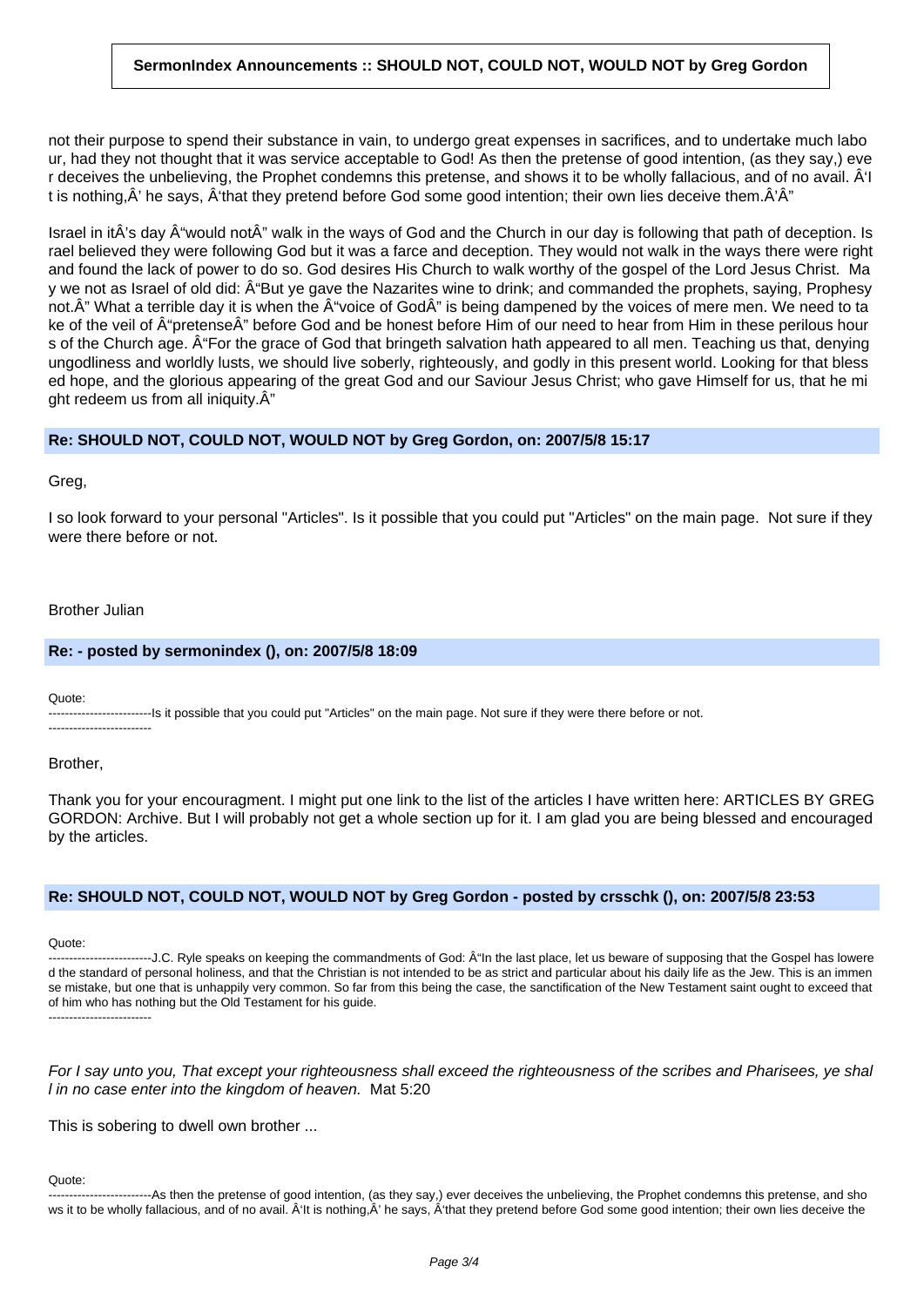not their purpose to spend their substance in vain, to undergo great expenses in sacrifices, and to undertake much labour, had they not thought that it was service acceptable to God! As then the pretense of good intention, (as they say,) ever deceives the unbelieving, the Prophet condemns this pretense, and shows it to be wholly fallacious, and of no avail. Â'It is nothing,Â' he says, Â'that they pretend before God some good intention; their own lies deceive them.Â'Â"

Israel in itÂ's day Â"would notÂ" walk in the ways of God and the Church in our day is following that path of deception. Israel believed they were following God but it was a farce and deception. They would not walk in the ways there were right and found the lack of power to do so. God desires His Church to walk worthy of the gospel of the Lord Jesus Christ. May we not as Israel of old did: Â"But ye gave the Nazarites wine to drink; and commanded the prophets, saying, Prophesy not.Â" What a terrible day it is when the Â"voice of GodÂ" is being dampened by the voices of mere men. We need to take of the veil of Â"pretenseÂ" before God and be honest before Him of our need to hear from Him in these perilous hours of the Church age. Â"For the grace of God that bringeth salvation hath appeared to all men. Teaching us that, denying ungodliness and worldly lusts, we should live soberly, righteously, and godly in this present world. Looking for that blessed hope, and the glorious appearing of the great God and our Saviour Jesus Christ; who gave Himself for us, that he might redeem us from all iniquity.Â"

### Re: SHOULD NOT, COULD NOT, WOULD NOT by Greg Gordon, on: 2007/5/8 15:17

Greg,

I so look forward to your personal "Articles". Is it possible that you could put "Articles" on the main page. Not sure if they were there before or not.

Brother Julian

### Re: - posted by sermonindex (), on: 2007/5/8 18:09

Quote:
-------------------------Is it possible that you could put "Articles" on the main page. Not sure if they were there before or not.
-------------------------

Brother,

Thank you for your encouragment. I might put one link to the list of the articles I have written here: ARTICLES BY GREG GORDON: Archive. But I will probably not get a whole section up for it. I am glad you are being blessed and encouraged by the articles.

### Re: SHOULD NOT, COULD NOT, WOULD NOT by Greg Gordon - posted by crsschk (), on: 2007/5/8 23:53

Quote:
-------------------------J.C. Ryle speaks on keeping the commandments of God: Â"In the last place, let us beware of supposing that the Gospel has lowered the standard of personal holiness, and that the Christian is not intended to be as strict and particular about his daily life as the Jew. This is an immense mistake, but one that is unhappily very common. So far from this being the case, the sanctification of the New Testament saint ought to exceed that of him who has nothing but the Old Testament for his guide.
-------------------------

*For I say unto you, That except your righteousness shall exceed the righteousness of the scribes and Pharisees, ye shall in no case enter into the kingdom of heaven.* Mat 5:20

This is sobering to dwell own brother ...

Quote:
-------------------------As then the pretense of good intention, (as they say,) ever deceives the unbelieving, the Prophet condemns this pretense, and shows it to be wholly fallacious, and of no avail. Â'It is nothing,Â' he says, Â'that they pretend before God some good intention; their own lies deceive the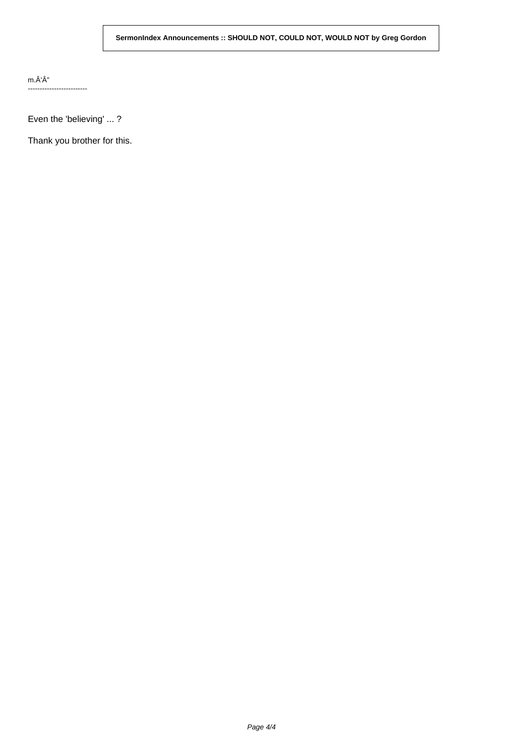m.Â'Â"
-------------------------

Even the 'believing' ... ?

Thank you brother for this.